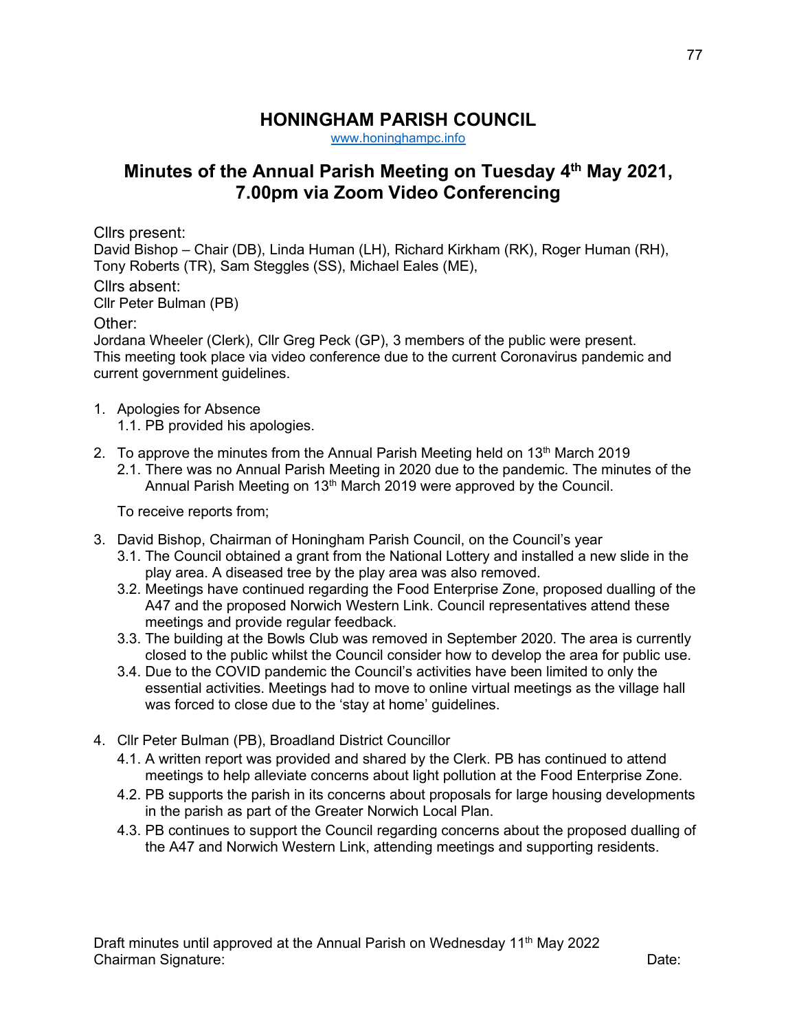# HONINGHAM PARISH COUNCIL

www.honinghampc.info

## Minutes of the Annual Parish Meeting on Tuesday 4th May 2021, 7.00pm via Zoom Video Conferencing

Cllrs present:
David Bishop – Chair (DB), Linda Human (LH), Richard Kirkham (RK), Roger Human (RH), Tony Roberts (TR), Sam Steggles (SS), Michael Eales (ME),

Cllrs absent:
Cllr Peter Bulman (PB)

Other:
Jordana Wheeler (Clerk), Cllr Greg Peck (GP), 3 members of the public were present.
This meeting took place via video conference due to the current Coronavirus pandemic and current government guidelines.

1. Apologies for Absence
   1.1. PB provided his apologies.

2. To approve the minutes from the Annual Parish Meeting held on 13th March 2019
   2.1. There was no Annual Parish Meeting in 2020 due to the pandemic. The minutes of the Annual Parish Meeting on 13th March 2019 were approved by the Council.

   To receive reports from;

3. David Bishop, Chairman of Honingham Parish Council, on the Council's year
   3.1. The Council obtained a grant from the National Lottery and installed a new slide in the play area. A diseased tree by the play area was also removed.
   3.2. Meetings have continued regarding the Food Enterprise Zone, proposed dualling of the A47 and the proposed Norwich Western Link. Council representatives attend these meetings and provide regular feedback.
   3.3. The building at the Bowls Club was removed in September 2020. The area is currently closed to the public whilst the Council consider how to develop the area for public use.
   3.4. Due to the COVID pandemic the Council's activities have been limited to only the essential activities. Meetings had to move to online virtual meetings as the village hall was forced to close due to the 'stay at home' guidelines.

4. Cllr Peter Bulman (PB), Broadland District Councillor
   4.1. A written report was provided and shared by the Clerk. PB has continued to attend meetings to help alleviate concerns about light pollution at the Food Enterprise Zone.
   4.2. PB supports the parish in its concerns about proposals for large housing developments in the parish as part of the Greater Norwich Local Plan.
   4.3. PB continues to support the Council regarding concerns about the proposed dualling of the A47 and Norwich Western Link, attending meetings and supporting residents.

Draft minutes until approved at the Annual Parish on Wednesday 11th May 2022
Chairman Signature: Date: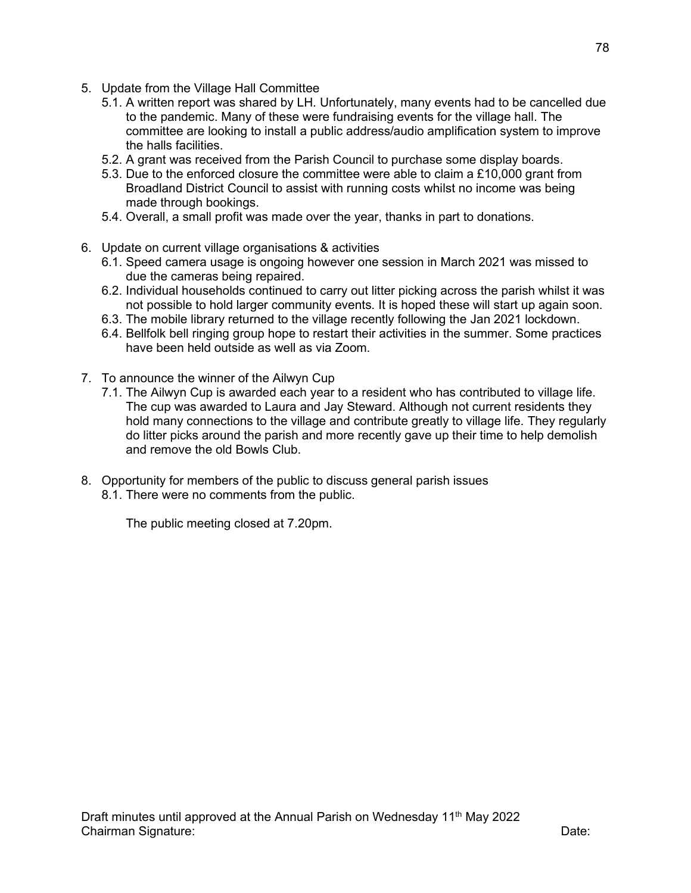5. Update from the Village Hall Committee
    5.1. A written report was shared by LH. Unfortunately, many events had to be cancelled due to the pandemic. Many of these were fundraising events for the village hall. The committee are looking to install a public address/audio amplification system to improve the halls facilities.
    5.2. A grant was received from the Parish Council to purchase some display boards.
    5.3. Due to the enforced closure the committee were able to claim a £10,000 grant from Broadland District Council to assist with running costs whilst no income was being made through bookings.
    5.4. Overall, a small profit was made over the year, thanks in part to donations.

6. Update on current village organisations & activities
    6.1. Speed camera usage is ongoing however one session in March 2021 was missed to due the cameras being repaired.
    6.2. Individual households continued to carry out litter picking across the parish whilst it was not possible to hold larger community events. It is hoped these will start up again soon.
    6.3. The mobile library returned to the village recently following the Jan 2021 lockdown.
    6.4. Bellfolk bell ringing group hope to restart their activities in the summer. Some practices have been held outside as well as via Zoom.

7. To announce the winner of the Ailwyn Cup
    7.1. The Ailwyn Cup is awarded each year to a resident who has contributed to village life. The cup was awarded to Laura and Jay Steward. Although not current residents they hold many connections to the village and contribute greatly to village life. They regularly do litter picks around the parish and more recently gave up their time to help demolish and remove the old Bowls Club.

8. Opportunity for members of the public to discuss general parish issues
    8.1. There were no comments from the public.

The public meeting closed at 7.20pm.

Draft minutes until approved at the Annual Parish on Wednesday 11th May 2022
Chairman Signature: Date: